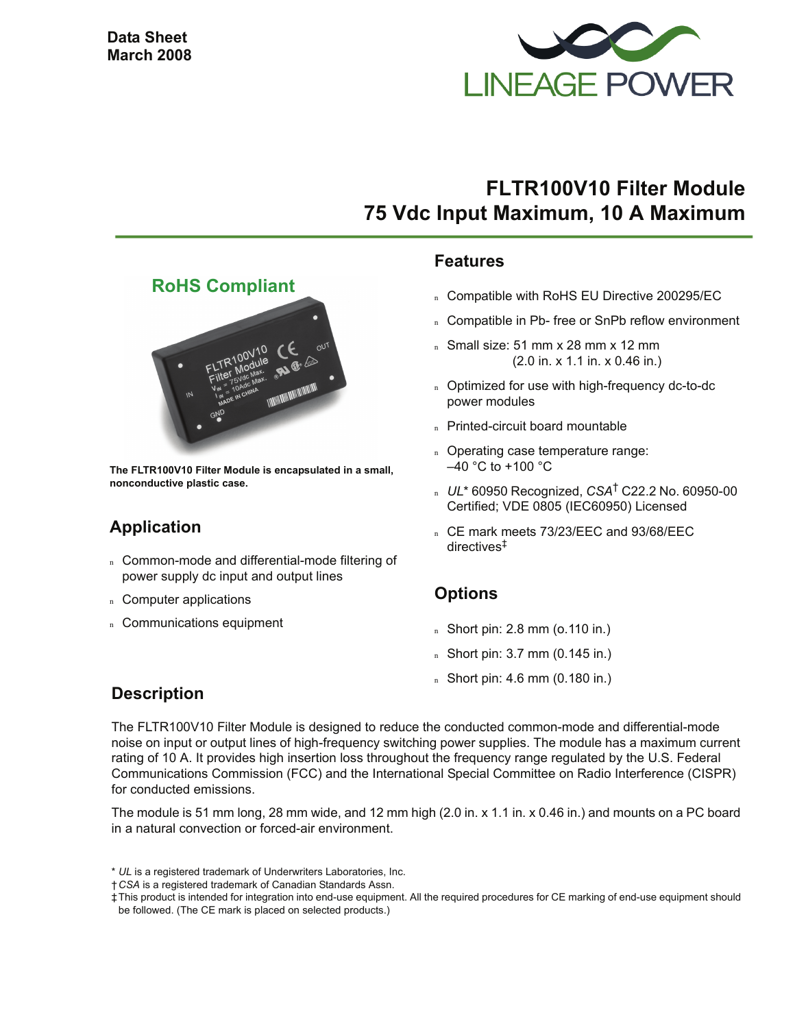Data Sheet
March 2008

# FLTR100V10 Filter Module
# 75 Vdc Input Maximum, 10 A Maximum

**RoHS Compliant**

**The FLTR100V10 Filter Module is encapsulated in a small, nonconductive plastic case.**

## Features

- Compatible with RoHS EU Directive 200295/EC
- Compatible in Pb- free or SnPb reflow environment
- Small size: 51 mm x 28 mm x 12 mm
  (2.0 in. x 1.1 in. x 0.46 in.)
- Optimized for use with high-frequency dc-to-dc power modules
- Printed-circuit board mountable
- Operating case temperature range:
  –40 °C to +100 °C
- *UL** 60950 Recognized, *CSA*† C22.2 No. 60950-00 Certified; VDE 0805 (IEC60950) Licensed
- CE mark meets 73/23/EEC and 93/68/EEC directives‡

## Application

- Common-mode and differential-mode filtering of power supply dc input and output lines
- Computer applications
- Communications equipment

## Options

- Short pin: 2.8 mm (o.110 in.)
- Short pin: 3.7 mm (0.145 in.)
- Short pin: 4.6 mm (0.180 in.)

## Description

The FLTR100V10 Filter Module is designed to reduce the conducted common-mode and differential-mode noise on input or output lines of high-frequency switching power supplies. The module has a maximum current rating of 10 A. It provides high insertion loss throughout the frequency range regulated by the U.S. Federal Communications Commission (FCC) and the International Special Committee on Radio Interference (CISPR) for conducted emissions.

The module is 51 mm long, 28 mm wide, and 12 mm high (2.0 in. x 1.1 in. x 0.46 in.) and mounts on a PC board in a natural convection or forced-air environment.

\* *UL* is a registered trademark of Underwriters Laboratories, Inc.
† *CSA* is a registered trademark of Canadian Standards Assn.
‡ This product is intended for integration into end-use equipment. All the required procedures for CE marking of end-use equipment should be followed. (The CE mark is placed on selected products.)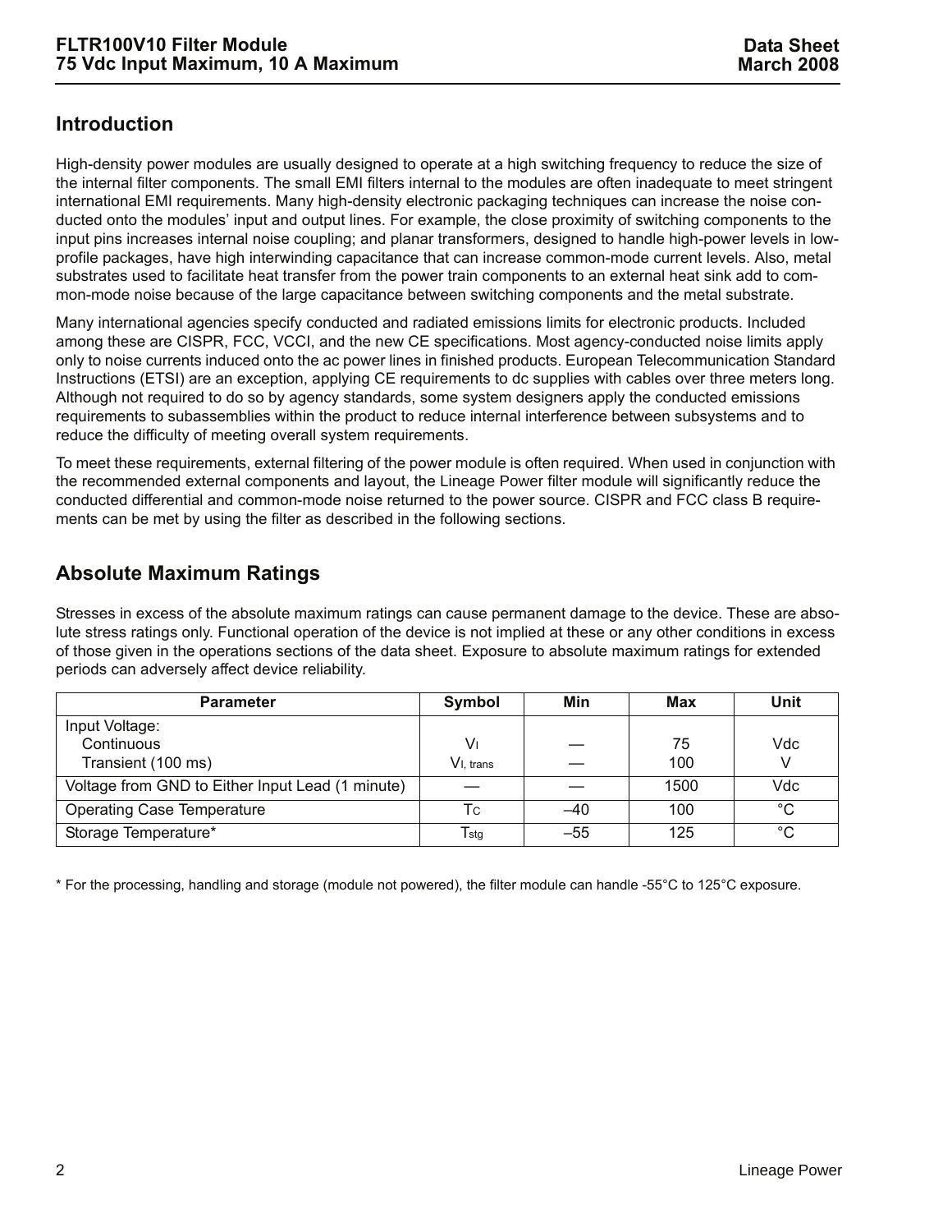## Introduction

High-density power modules are usually designed to operate at a high switching frequency to reduce the size of the internal filter components. The small EMI filters internal to the modules are often inadequate to meet stringent international EMI requirements. Many high-density electronic packaging techniques can increase the noise conducted onto the modules' input and output lines. For example, the close proximity of switching components to the input pins increases internal noise coupling; and planar transformers, designed to handle high-power levels in low-profile packages, have high interwinding capacitance that can increase common-mode current levels. Also, metal substrates used to facilitate heat transfer from the power train components to an external heat sink add to common-mode noise because of the large capacitance between switching components and the metal substrate.

Many international agencies specify conducted and radiated emissions limits for electronic products. Included among these are CISPR, FCC, VCCI, and the new CE specifications. Most agency-conducted noise limits apply only to noise currents induced onto the ac power lines in finished products. European Telecommunication Standard Instructions (ETSI) are an exception, applying CE requirements to dc supplies with cables over three meters long. Although not required to do so by agency standards, some system designers apply the conducted emissions requirements to subassemblies within the product to reduce internal interference between subsystems and to reduce the difficulty of meeting overall system requirements.

To meet these requirements, external filtering of the power module is often required. When used in conjunction with the recommended external components and layout, the Lineage Power filter module will significantly reduce the conducted differential and common-mode noise returned to the power source. CISPR and FCC class B requirements can be met by using the filter as described in the following sections.

## Absolute Maximum Ratings

Stresses in excess of the absolute maximum ratings can cause permanent damage to the device. These are absolute stress ratings only. Functional operation of the device is not implied at these or any other conditions in excess of those given in the operations sections of the data sheet. Exposure to absolute maximum ratings for extended periods can adversely affect device reliability.

| Parameter | Symbol | Min | Max | Unit |
|---|---|---|---|---|
| Input Voltage: | | | | |
| Continuous | $V_I$ | — | 75 | Vdc |
| Transient (100 ms) | $V_{I,\ trans}$ | — | 100 | V |
| Voltage from GND to Either Input Lead (1 minute) | — | — | 1500 | Vdc |
| Operating Case Temperature | $T_C$ | –40 | 100 | °C |
| Storage Temperature* | $T_{stg}$ | –55 | 125 | °C |

* For the processing, handling and storage (module not powered), the filter module can handle -55°C to 125°C exposure.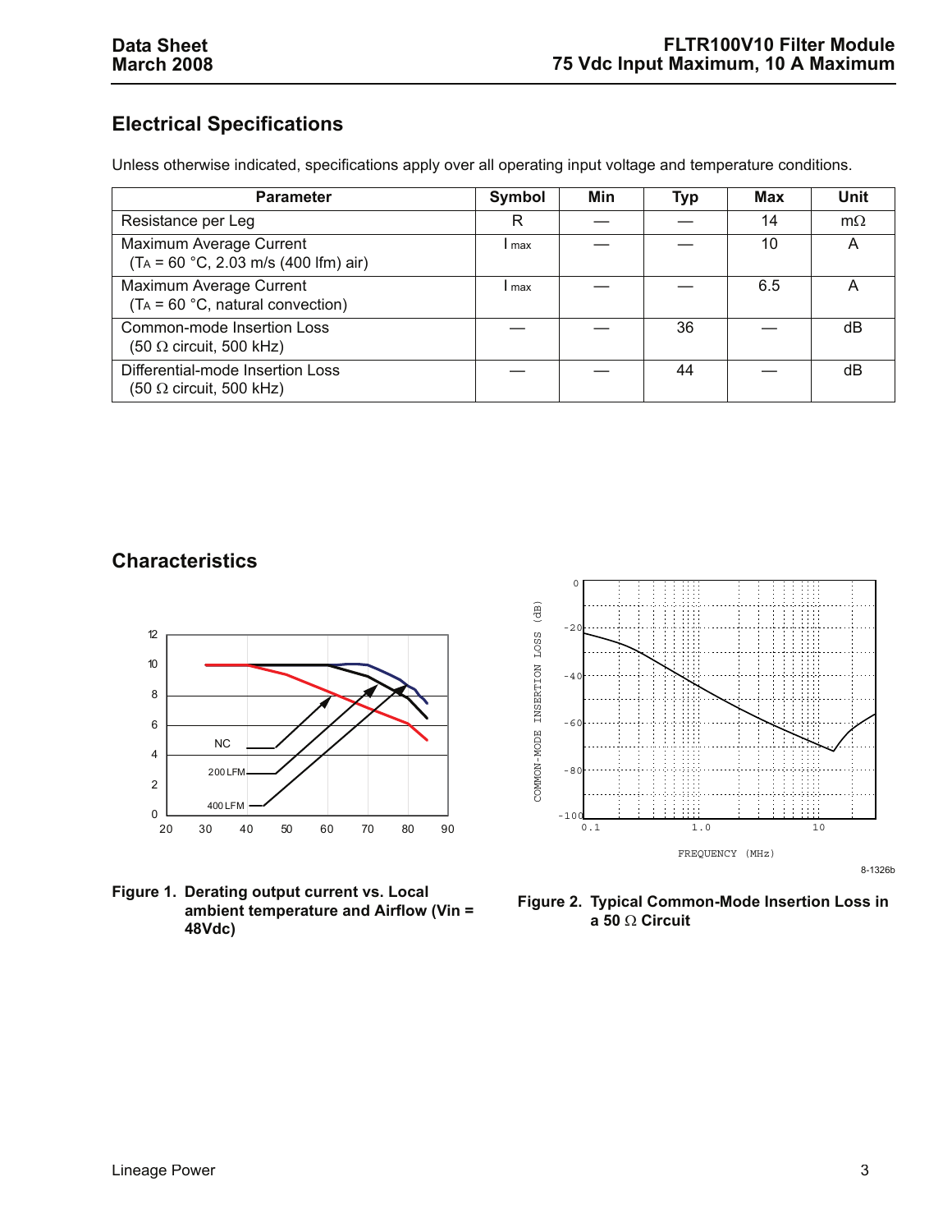## Electrical Specifications

Unless otherwise indicated, specifications apply over all operating input voltage and temperature conditions.

| Parameter | Symbol | Min | Typ | Max | Unit |
|---|---|---|---|---|---|
| Resistance per Leg | R | — | — | 14 | mΩ |
| Maximum Average Current ($T_A$ = 60 °C, 2.03 m/s (400 lfm) air) | $I_{max}$ | — | — | 10 | A |
| Maximum Average Current ($T_A$ = 60 °C, natural convection) | $I_{max}$ | — | — | 6.5 | A |
| Common-mode Insertion Loss (50 Ω circuit, 500 kHz) | — | — | 36 | — | dB |
| Differential-mode Insertion Loss (50 Ω circuit, 500 kHz) | — | — | 44 | — | dB |

## Characteristics

**Figure 1. Derating output current vs. Local ambient temperature and Airflow (Vin = 48Vdc)**

**Figure 2. Typical Common-Mode Insertion Loss in a 50 Ω Circuit**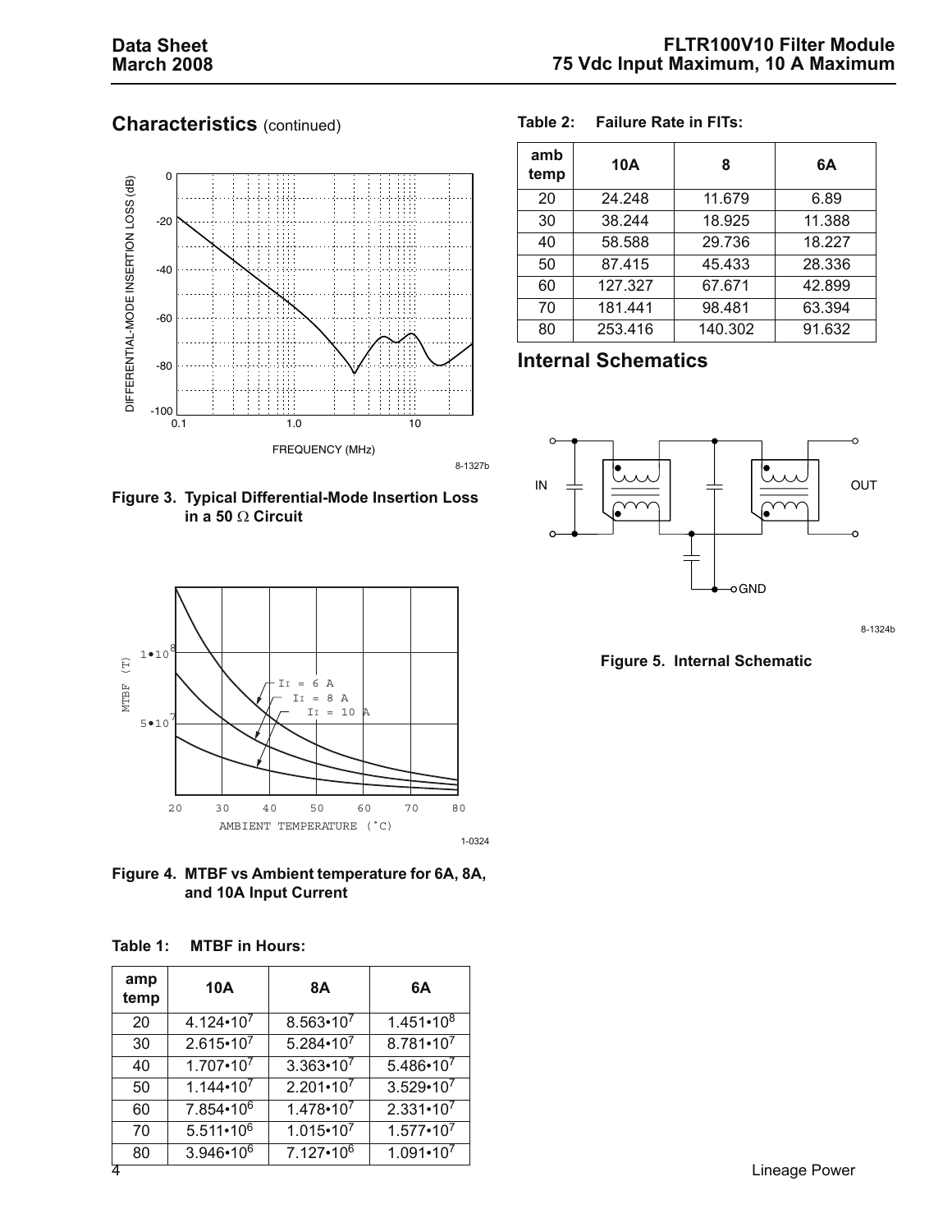## Characteristics (continued)

Figure 3. Typical Differential-Mode Insertion Loss in a 50 Ω Circuit

Figure 4. MTBF vs Ambient temperature for 6A, 8A, and 10A Input Current

**Table 1: MTBF in Hours:**

| amp temp | 10A | 8A | 6A |
|---|---|---|---|
| 20 | $4.124 \cdot 10^7$ | $8.563 \cdot 10^7$ | $1.451 \cdot 10^8$ |
| 30 | $2.615 \cdot 10^7$ | $5.284 \cdot 10^7$ | $8.781 \cdot 10^7$ |
| 40 | $1.707 \cdot 10^7$ | $3.363 \cdot 10^7$ | $5.486 \cdot 10^7$ |
| 50 | $1.144 \cdot 10^7$ | $2.201 \cdot 10^7$ | $3.529 \cdot 10^7$ |
| 60 | $7.854 \cdot 10^6$ | $1.478 \cdot 10^7$ | $2.331 \cdot 10^7$ |
| 70 | $5.511 \cdot 10^6$ | $1.015 \cdot 10^7$ | $1.577 \cdot 10^7$ |
| 80 | $3.946 \cdot 10^6$ | $7.127 \cdot 10^6$ | $1.091 \cdot 10^7$ |

**Table 2: Failure Rate in FITs:**

| amb temp | 10A | 8 | 6A |
|---|---|---|---|
| 20 | 24.248 | 11.679 | 6.89 |
| 30 | 38.244 | 18.925 | 11.388 |
| 40 | 58.588 | 29.736 | 18.227 |
| 50 | 87.415 | 45.433 | 28.336 |
| 60 | 127.327 | 67.671 | 42.899 |
| 70 | 181.441 | 98.481 | 63.394 |
| 80 | 253.416 | 140.302 | 91.632 |

## Internal Schematics

Figure 5. Internal Schematic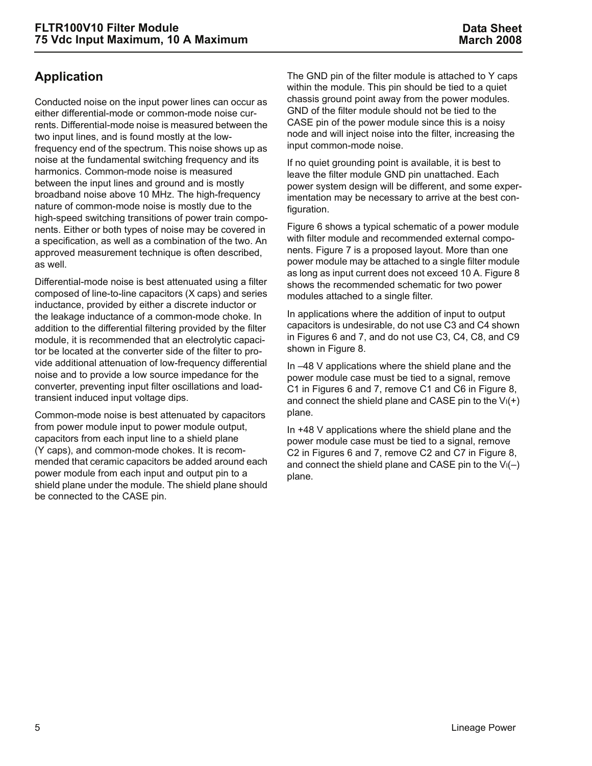## Application

Conducted noise on the input power lines can occur as either differential-mode or common-mode noise currents. Differential-mode noise is measured between the two input lines, and is found mostly at the low-frequency end of the spectrum. This noise shows up as noise at the fundamental switching frequency and its harmonics. Common-mode noise is measured between the input lines and ground and is mostly broadband noise above 10 MHz. The high-frequency nature of common-mode noise is mostly due to the high-speed switching transitions of power train components. Either or both types of noise may be covered in a specification, as well as a combination of the two. An approved measurement technique is often described, as well.

Differential-mode noise is best attenuated using a filter composed of line-to-line capacitors (X caps) and series inductance, provided by either a discrete inductor or the leakage inductance of a common-mode choke. In addition to the differential filtering provided by the filter module, it is recommended that an electrolytic capacitor be located at the converter side of the filter to provide additional attenuation of low-frequency differential noise and to provide a low source impedance for the converter, preventing input filter oscillations and load-transient induced input voltage dips.

Common-mode noise is best attenuated by capacitors from power module input to power module output, capacitors from each input line to a shield plane (Y caps), and common-mode chokes. It is recommended that ceramic capacitors be added around each power module from each input and output pin to a shield plane under the module. The shield plane should be connected to the CASE pin.

The GND pin of the filter module is attached to Y caps within the module. This pin should be tied to a quiet chassis ground point away from the power modules. GND of the filter module should not be tied to the CASE pin of the power module since this is a noisy node and will inject noise into the filter, increasing the input common-mode noise.

If no quiet grounding point is available, it is best to leave the filter module GND pin unattached. Each power system design will be different, and some experimentation may be necessary to arrive at the best configuration.

Figure 6 shows a typical schematic of a power module with filter module and recommended external components. Figure 7 is a proposed layout. More than one power module may be attached to a single filter module as long as input current does not exceed 10 A. Figure 8 shows the recommended schematic for two power modules attached to a single filter.

In applications where the addition of input to output capacitors is undesirable, do not use C3 and C4 shown in Figures 6 and 7, and do not use C3, C4, C8, and C9 shown in Figure 8.

In –48 V applications where the shield plane and the power module case must be tied to a signal, remove C1 in Figures 6 and 7, remove C1 and C6 in Figure 8, and connect the shield plane and CASE pin to the $V_I(+)$ plane.

In +48 V applications where the shield plane and the power module case must be tied to a signal, remove C2 in Figures 6 and 7, remove C2 and C7 in Figure 8, and connect the shield plane and CASE pin to the $V_I(-)$ plane.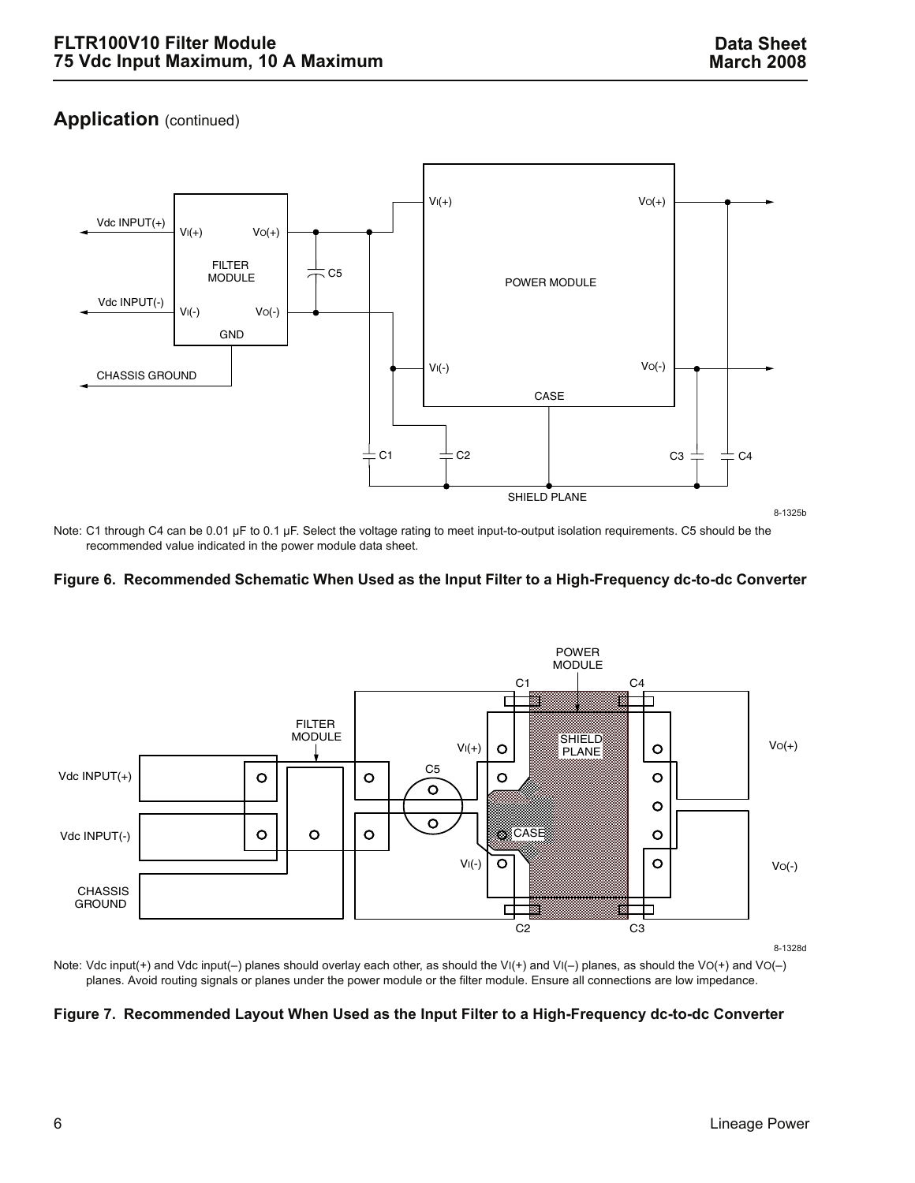## Application (continued)

Note: C1 through C4 can be 0.01 µF to 0.1 µF. Select the voltage rating to meet input-to-output isolation requirements. C5 should be the recommended value indicated in the power module data sheet.

**Figure 6. Recommended Schematic When Used as the Input Filter to a High-Frequency dc-to-dc Converter**

Note: Vdc input(+) and Vdc input(–) planes should overlay each other, as should the $V_I$(+) and $V_I$(–) planes, as should the $V_O$(+) and $V_O$(–) planes. Avoid routing signals or planes under the power module or the filter module. Ensure all connections are low impedance.

**Figure 7. Recommended Layout When Used as the Input Filter to a High-Frequency dc-to-dc Converter**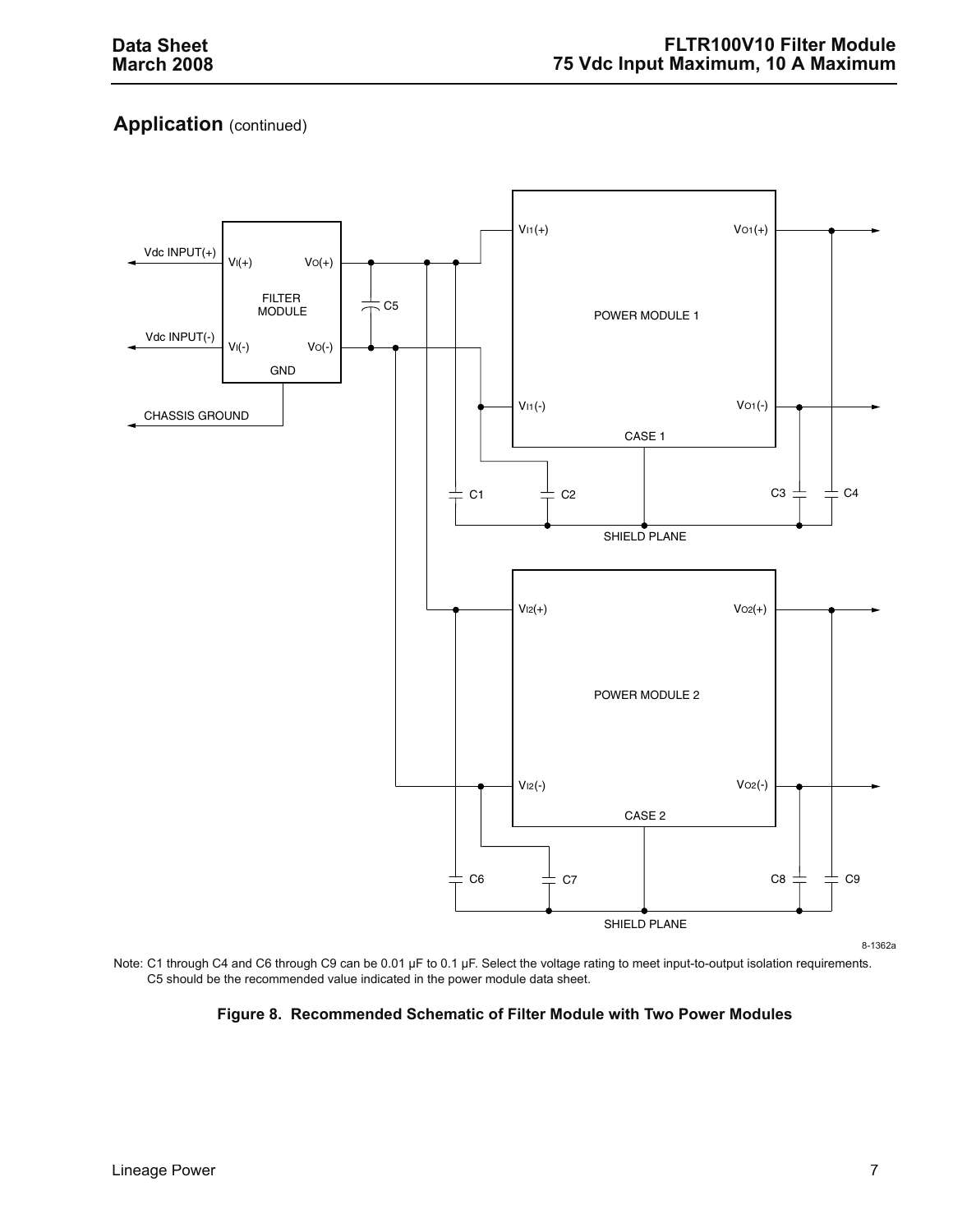## Application (continued)

Note: C1 through C4 and C6 through C9 can be 0.01 µF to 0.1 µF. Select the voltage rating to meet input-to-output isolation requirements. C5 should be the recommended value indicated in the power module data sheet.

**Figure 8. Recommended Schematic of Filter Module with Two Power Modules**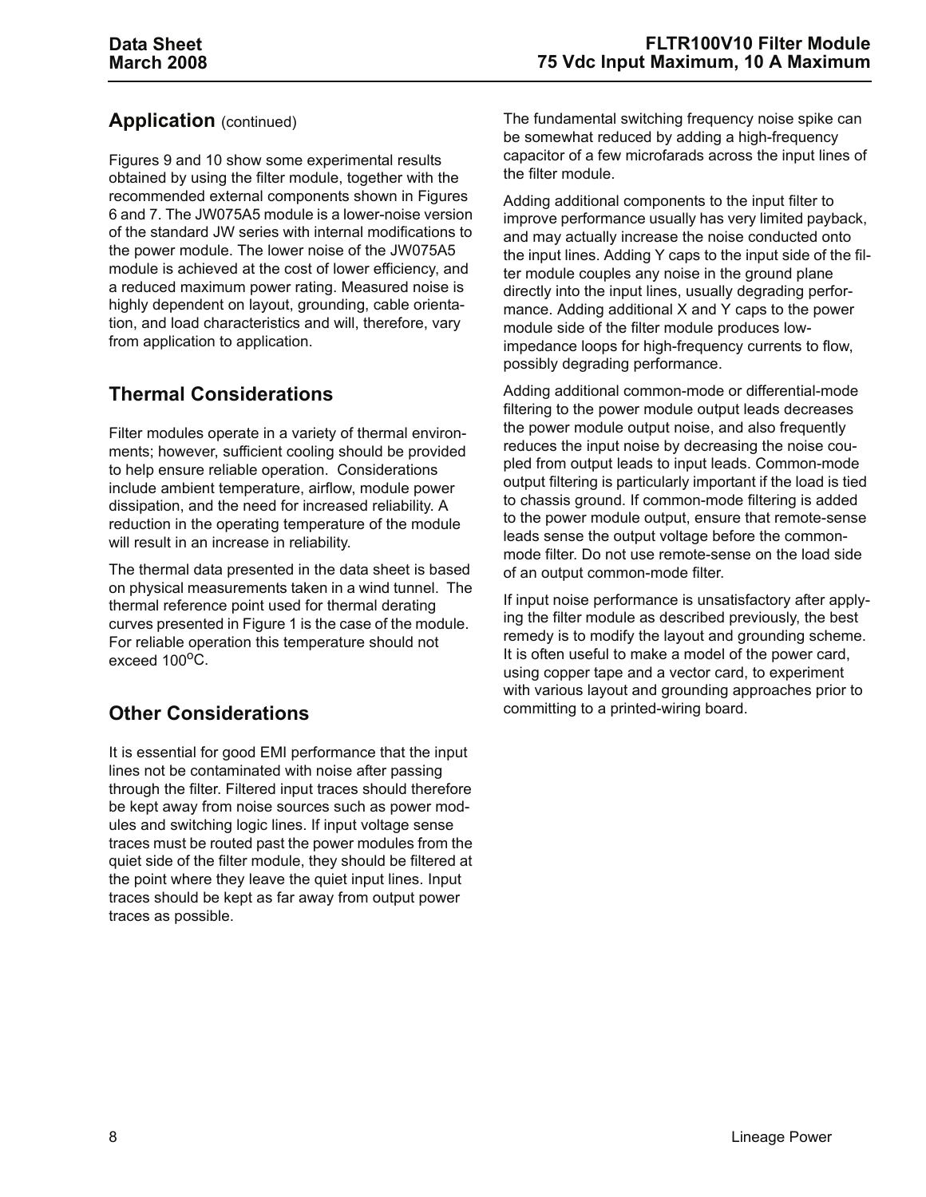## Application (continued)

Figures 9 and 10 show some experimental results obtained by using the filter module, together with the recommended external components shown in Figures 6 and 7. The JW075A5 module is a lower-noise version of the standard JW series with internal modifications to the power module. The lower noise of the JW075A5 module is achieved at the cost of lower efficiency, and a reduced maximum power rating. Measured noise is highly dependent on layout, grounding, cable orientation, and load characteristics and will, therefore, vary from application to application.

## Thermal Considerations

Filter modules operate in a variety of thermal environments; however, sufficient cooling should be provided to help ensure reliable operation. Considerations include ambient temperature, airflow, module power dissipation, and the need for increased reliability. A reduction in the operating temperature of the module will result in an increase in reliability.

The thermal data presented in the data sheet is based on physical measurements taken in a wind tunnel. The thermal reference point used for thermal derating curves presented in Figure 1 is the case of the module. For reliable operation this temperature should not exceed 100°C.

## Other Considerations

It is essential for good EMI performance that the input lines not be contaminated with noise after passing through the filter. Filtered input traces should therefore be kept away from noise sources such as power modules and switching logic lines. If input voltage sense traces must be routed past the power modules from the quiet side of the filter module, they should be filtered at the point where they leave the quiet input lines. Input traces should be kept as far away from output power traces as possible.

The fundamental switching frequency noise spike can be somewhat reduced by adding a high-frequency capacitor of a few microfarads across the input lines of the filter module.

Adding additional components to the input filter to improve performance usually has very limited payback, and may actually increase the noise conducted onto the input lines. Adding Y caps to the input side of the filter module couples any noise in the ground plane directly into the input lines, usually degrading performance. Adding additional X and Y caps to the power module side of the filter module produces low-impedance loops for high-frequency currents to flow, possibly degrading performance.

Adding additional common-mode or differential-mode filtering to the power module output leads decreases the power module output noise, and also frequently reduces the input noise by decreasing the noise coupled from output leads to input leads. Common-mode output filtering is particularly important if the load is tied to chassis ground. If common-mode filtering is added to the power module output, ensure that remote-sense leads sense the output voltage before the common-mode filter. Do not use remote-sense on the load side of an output common-mode filter.

If input noise performance is unsatisfactory after applying the filter module as described previously, the best remedy is to modify the layout and grounding scheme. It is often useful to make a model of the power card, using copper tape and a vector card, to experiment with various layout and grounding approaches prior to committing to a printed-wiring board.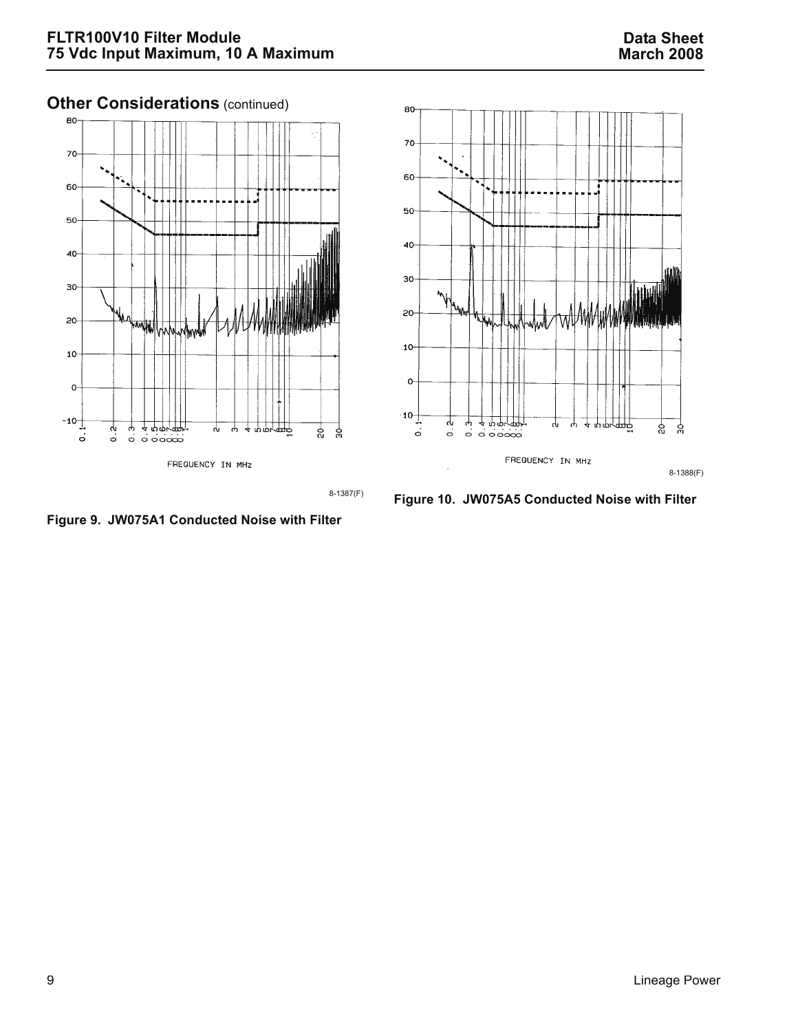## Other Considerations (continued)

8-1387(F)

**Figure 9. JW075A1 Conducted Noise with Filter**

8-1388(F)

**Figure 10. JW075A5 Conducted Noise with Filter**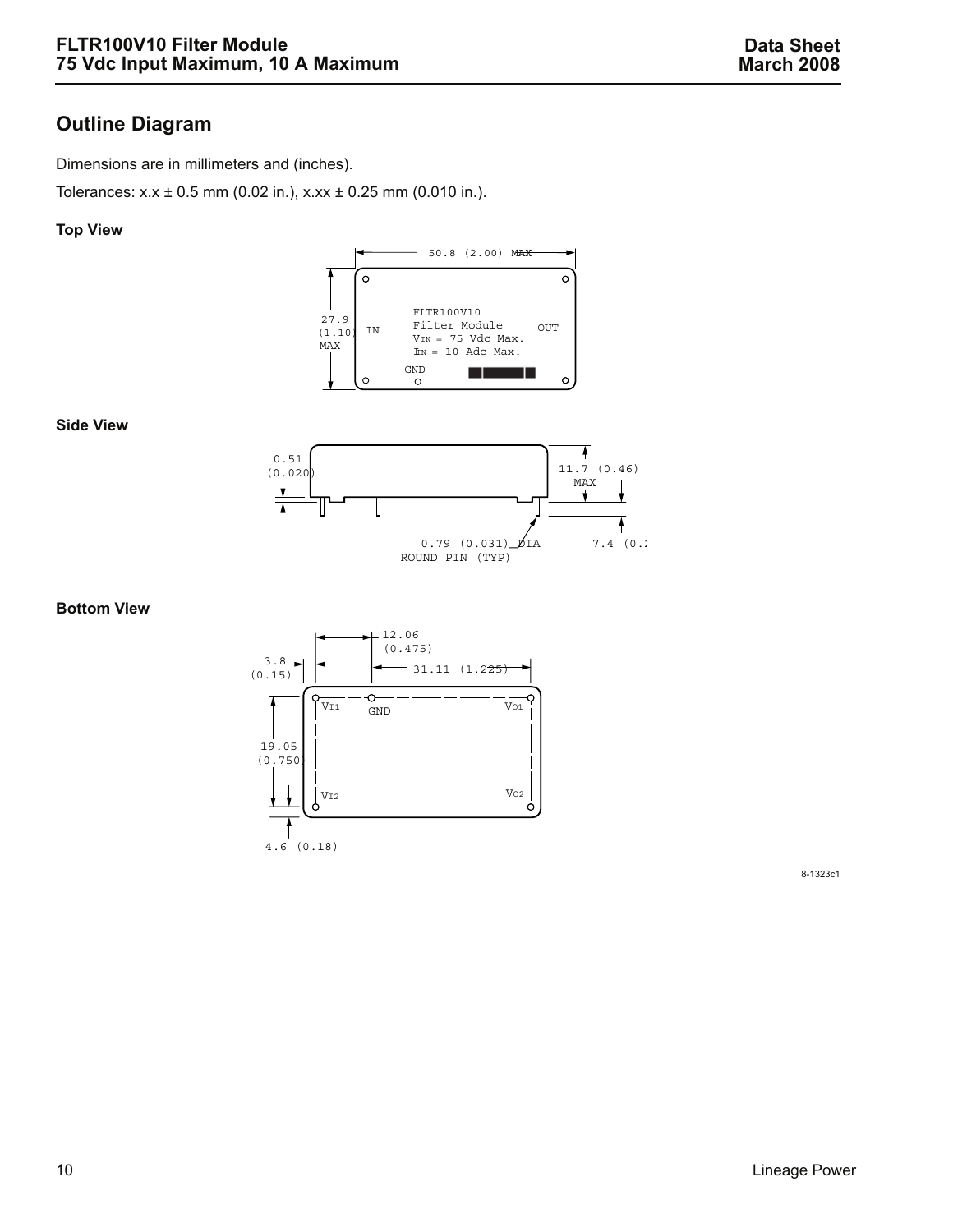## Outline Diagram

Dimensions are in millimeters and (inches).

Tolerances: x.x ± 0.5 mm (0.02 in.), x.xx ± 0.25 mm (0.010 in.).

**Top View**

50.8 (2.00) MAX

27.9 (1.10) MAX

IN

FLTR100V10
Filter Module
$V_{IN}$ = 75 Vdc Max.
$I_{IN}$ = 10 Adc Max.

OUT

GND

**Side View**

0.51 (0.020)

11.7 (0.46) MAX

0.79 (0.031) DIA ROUND PIN (TYP)

7.4 (0.2

**Bottom View**

12.06 (0.475)

3.8 (0.15)

31.11 (1.225)

19.05 (0.750)

$V_{I1}$ GND $V_{O1}$

$V_{I2}$ $V_{O2}$

4.6 (0.18)

8-1323c1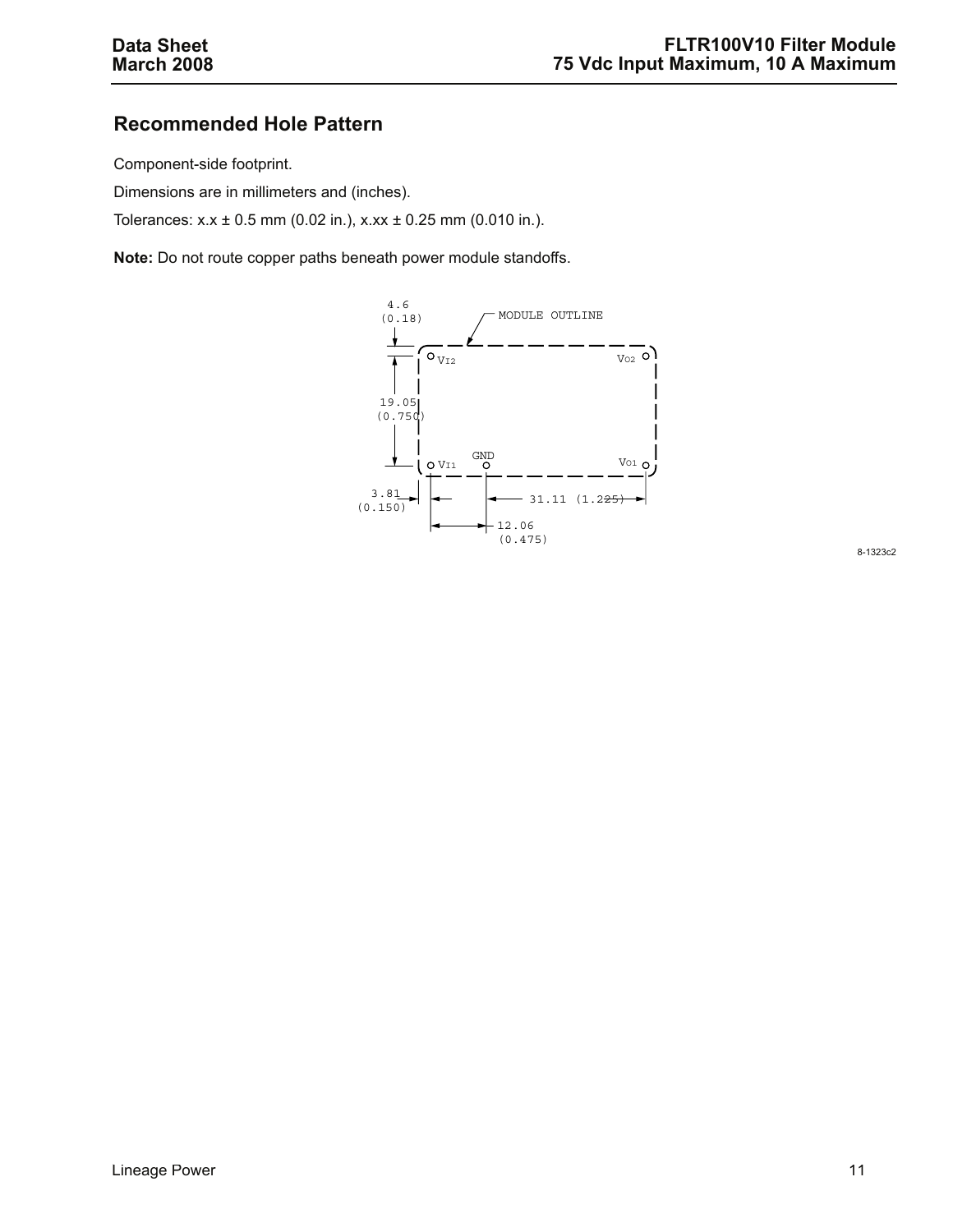## Recommended Hole Pattern

Component-side footprint.

Dimensions are in millimeters and (inches).

Tolerances: x.x ± 0.5 mm (0.02 in.), x.xx ± 0.25 mm (0.010 in.).

**Note:** Do not route copper paths beneath power module standoffs.

8-1323c2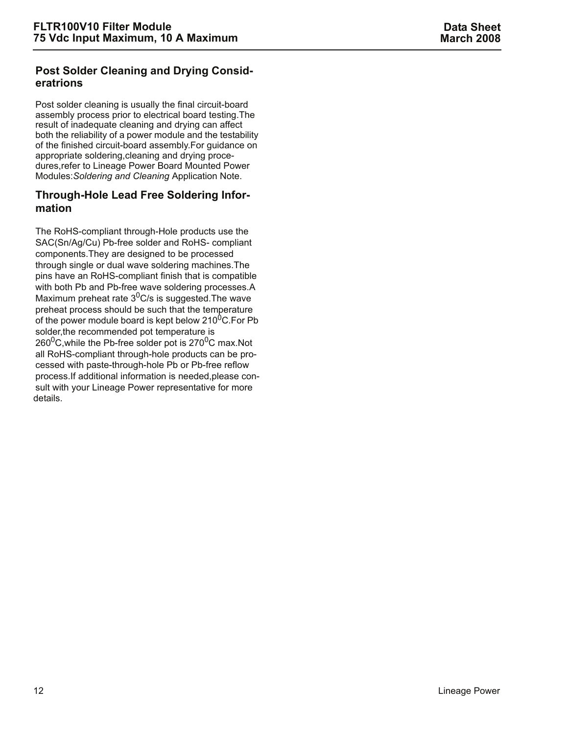## Post Solder Cleaning and Drying Consideratrions

Post solder cleaning is usually the final circuit-board assembly process prior to electrical board testing.The result of inadequate cleaning and drying can affect both the reliability of a power module and the testability of the finished circuit-board assembly.For guidance on appropriate soldering,cleaning and drying procedures,refer to Lineage Power Board Mounted Power Modules:*Soldering and Cleaning* Application Note.

## Through-Hole Lead Free Soldering Information

The RoHS-compliant through-Hole products use the SAC(Sn/Ag/Cu) Pb-free solder and RoHS- compliant components.They are designed to be processed through single or dual wave soldering machines.The pins have an RoHS-compliant finish that is compatible with both Pb and Pb-free wave soldering processes.A Maximum preheat rate $3^{0}$C/s is suggested.The wave preheat process should be such that the temperature of the power module board is kept below $210^{0}$C.For Pb solder,the recommended pot temperature is $260^{0}$C,while the Pb-free solder pot is $270^{0}$C max.Not all RoHS-compliant through-hole products can be processed with paste-through-hole Pb or Pb-free reflow process.If additional information is needed,please consult with your Lineage Power representative for more details.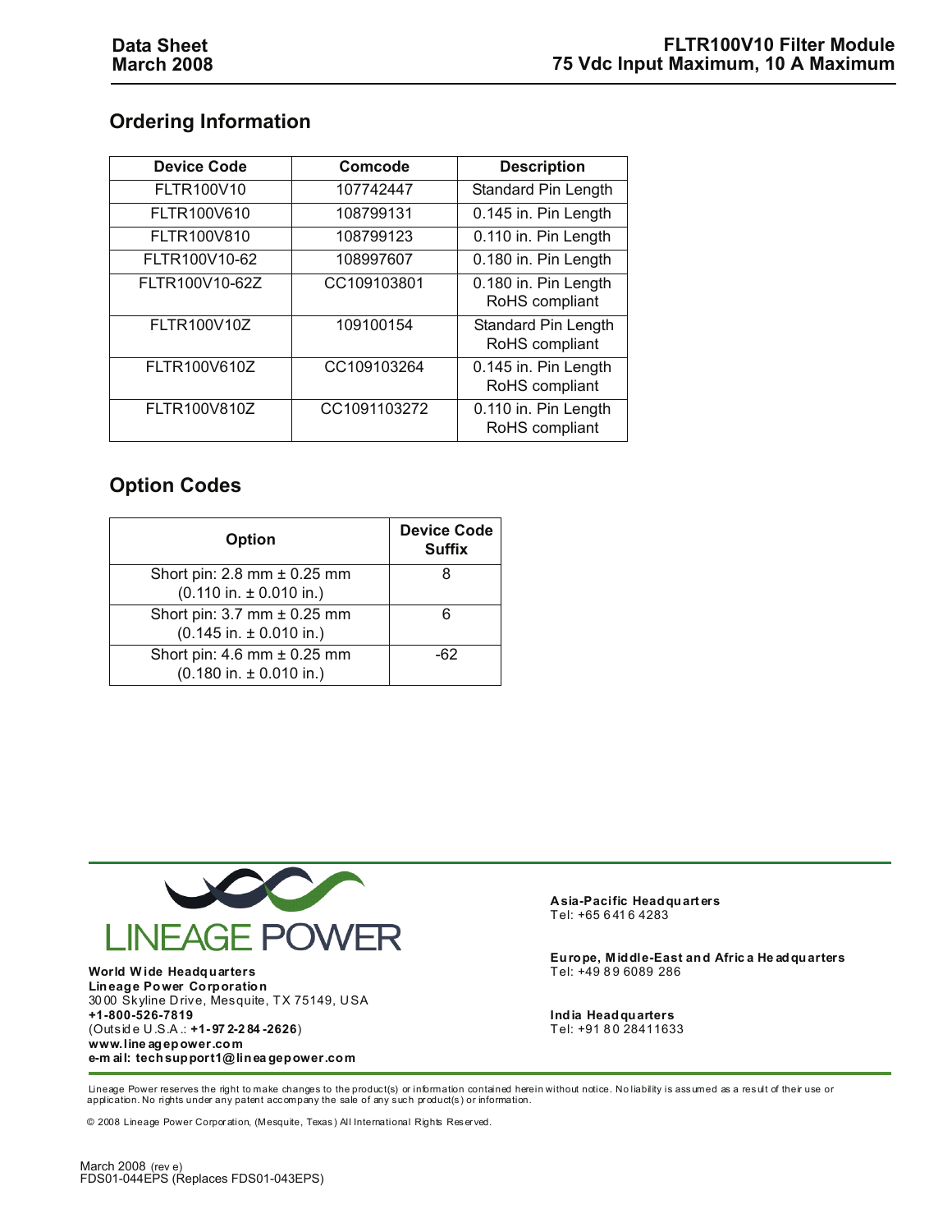## Ordering Information

| Device Code | Comcode | Description |
|---|---|---|
| FLTR100V10 | 107742447 | Standard Pin Length |
| FLTR100V610 | 108799131 | 0.145 in. Pin Length |
| FLTR100V810 | 108799123 | 0.110 in. Pin Length |
| FLTR100V10-62 | 108997607 | 0.180 in. Pin Length |
| FLTR100V10-62Z | CC109103801 | 0.180 in. Pin Length RoHS compliant |
| FLTR100V10Z | 109100154 | Standard Pin Length RoHS compliant |
| FLTR100V610Z | CC109103264 | 0.145 in. Pin Length RoHS compliant |
| FLTR100V810Z | CC1091103272 | 0.110 in. Pin Length RoHS compliant |

## Option Codes

| Option | Device Code Suffix |
|---|---|
| Short pin: 2.8 mm ± 0.25 mm (0.110 in. ± 0.010 in.) | 8 |
| Short pin: 3.7 mm ± 0.25 mm (0.145 in. ± 0.010 in.) | 6 |
| Short pin: 4.6 mm ± 0.25 mm (0.180 in. ± 0.010 in.) | -62 |

LINEAGE POWER

**World Wide Headquarters**
**Lineage Power Corporation**
3000 Skyline Drive, Mesquite, TX 75149, USA
**+1-800-526-7819**
(Outside U.S.A.: **+1-972-284-2626**)
**www.lineagepower.com**
**e-mail: techsupport1@lineagepower.com**

**Asia-Pacific Headquarters**
Tel: +65 6416 4283

**Europe, Middle-East and Africa Headquarters**
Tel: +49 89 6089 286

**India Headquarters**
Tel: +91 80 28411633

Lineage Power reserves the right to make changes to the product(s) or information contained herein without notice. No liability is assumed as a result of their use or application. No rights under any patent accompany the sale of any such product(s) or information.

© 2008 Lineage Power Corporation, (Mesquite, Texas) All International Rights Reserved.

March 2008 (rev e)
FDS01-044EPS (Replaces FDS01-043EPS)